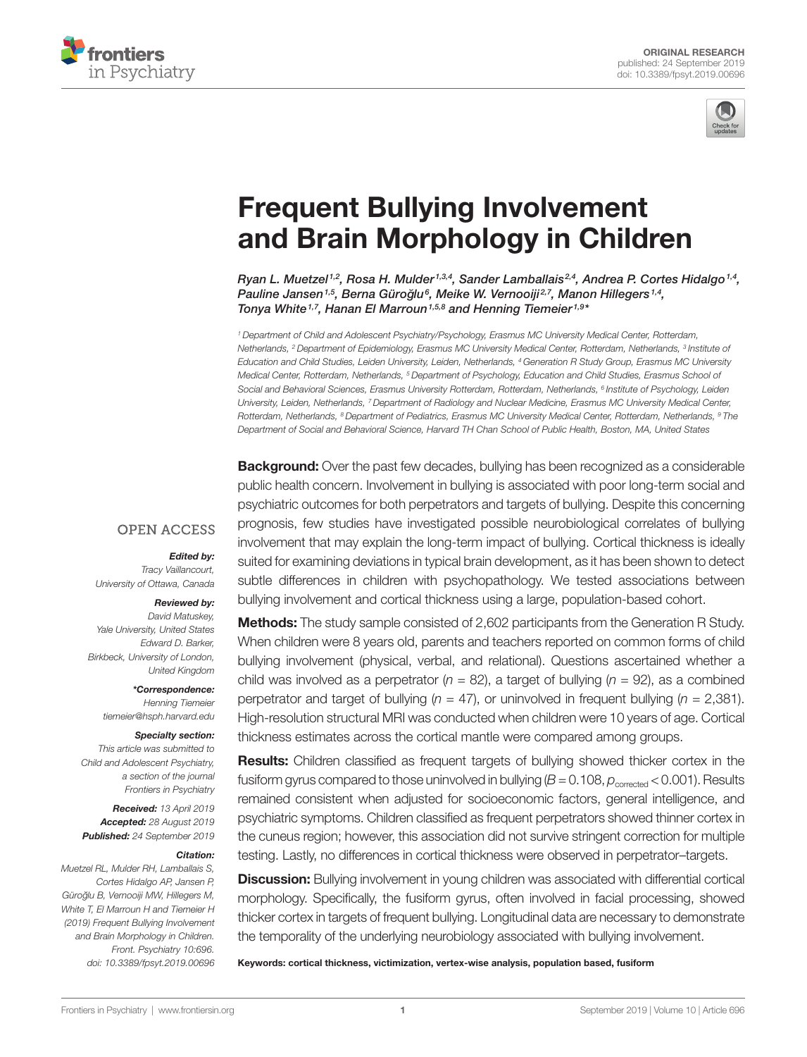ORIGINAL RESEARCH
published: 24 September 2019
doi: 10.3389/fpsyt.2019.00696

# Frequent Bullying Involvement and Brain Morphology in Children

*Ryan L. Muetzel[1,2], Rosa H. Mulder[1,3,4], Sander Lamballais[2,4], Andrea P. Cortes Hidalgo[1,4], Pauline Jansen[1,5], Berna Güroğlu[6], Meike W. Vernooiji[2,7], Manon Hillegers[1,4], Tonya White[1,7], Hanan El Marroun[1,5,8] and Henning Tiemeier[1,9]**

[1] Department of Child and Adolescent Psychiatry/Psychology, Erasmus MC University Medical Center, Rotterdam, Netherlands, [2] Department of Epidemiology, Erasmus MC University Medical Center, Rotterdam, Netherlands, [3] Institute of Education and Child Studies, Leiden University, Leiden, Netherlands, [4] Generation R Study Group, Erasmus MC University Medical Center, Rotterdam, Netherlands, [5] Department of Psychology, Education and Child Studies, Erasmus School of Social and Behavioral Sciences, Erasmus University Rotterdam, Rotterdam, Netherlands, [6] Institute of Psychology, Leiden University, Leiden, Netherlands, [7] Department of Radiology and Nuclear Medicine, Erasmus MC University Medical Center, Rotterdam, Netherlands, [8] Department of Pediatrics, Erasmus MC University Medical Center, Rotterdam, Netherlands, [9] The Department of Social and Behavioral Science, Harvard TH Chan School of Public Health, Boston, MA, United States

OPEN ACCESS

***Edited by:***
Tracy Vaillancourt,
University of Ottawa, Canada

***Reviewed by:***
David Matuskey,
Yale University, United States
Edward D. Barker,
Birkbeck, University of London,
United Kingdom

***\*Correspondence:***
Henning Tiemeier
tiemeier@hsph.harvard.edu

***Specialty section:***
This article was submitted to
Child and Adolescent Psychiatry,
a section of the journal
Frontiers in Psychiatry

***Received:*** 13 April 2019
***Accepted:*** 28 August 2019
***Published:*** 24 September 2019

***Citation:***
Muetzel RL, Mulder RH, Lamballais S, Cortes Hidalgo AP, Jansen P, Güroğlu B, Vernooiji MW, Hillegers M, White T, El Marroun H and Tiemeier H (2019) Frequent Bullying Involvement and Brain Morphology in Children. Front. Psychiatry 10:696. doi: 10.3389/fpsyt.2019.00696

**Background:** Over the past few decades, bullying has been recognized as a considerable public health concern. Involvement in bullying is associated with poor long-term social and psychiatric outcomes for both perpetrators and targets of bullying. Despite this concerning prognosis, few studies have investigated possible neurobiological correlates of bullying involvement that may explain the long-term impact of bullying. Cortical thickness is ideally suited for examining deviations in typical brain development, as it has been shown to detect subtle differences in children with psychopathology. We tested associations between bullying involvement and cortical thickness using a large, population-based cohort.

**Methods:** The study sample consisted of 2,602 participants from the Generation R Study. When children were 8 years old, parents and teachers reported on common forms of child bullying involvement (physical, verbal, and relational). Questions ascertained whether a child was involved as a perpetrator ($n$ = 82), a target of bullying ($n$ = 92), as a combined perpetrator and target of bullying ($n$ = 47), or uninvolved in frequent bullying ($n$ = 2,381). High-resolution structural MRI was conducted when children were 10 years of age. Cortical thickness estimates across the cortical mantle were compared among groups.

**Results:** Children classified as frequent targets of bullying showed thicker cortex in the fusiform gyrus compared to those uninvolved in bullying ($B = 0.108$, $p_{corrected} < 0.001$). Results remained consistent when adjusted for socioeconomic factors, general intelligence, and psychiatric symptoms. Children classified as frequent perpetrators showed thinner cortex in the cuneus region; however, this association did not survive stringent correction for multiple testing. Lastly, no differences in cortical thickness were observed in perpetrator–targets.

**Discussion:** Bullying involvement in young children was associated with differential cortical morphology. Specifically, the fusiform gyrus, often involved in facial processing, showed thicker cortex in targets of frequent bullying. Longitudinal data are necessary to demonstrate the temporality of the underlying neurobiology associated with bullying involvement.

**Keywords: cortical thickness, victimization, vertex-wise analysis, population based, fusiform**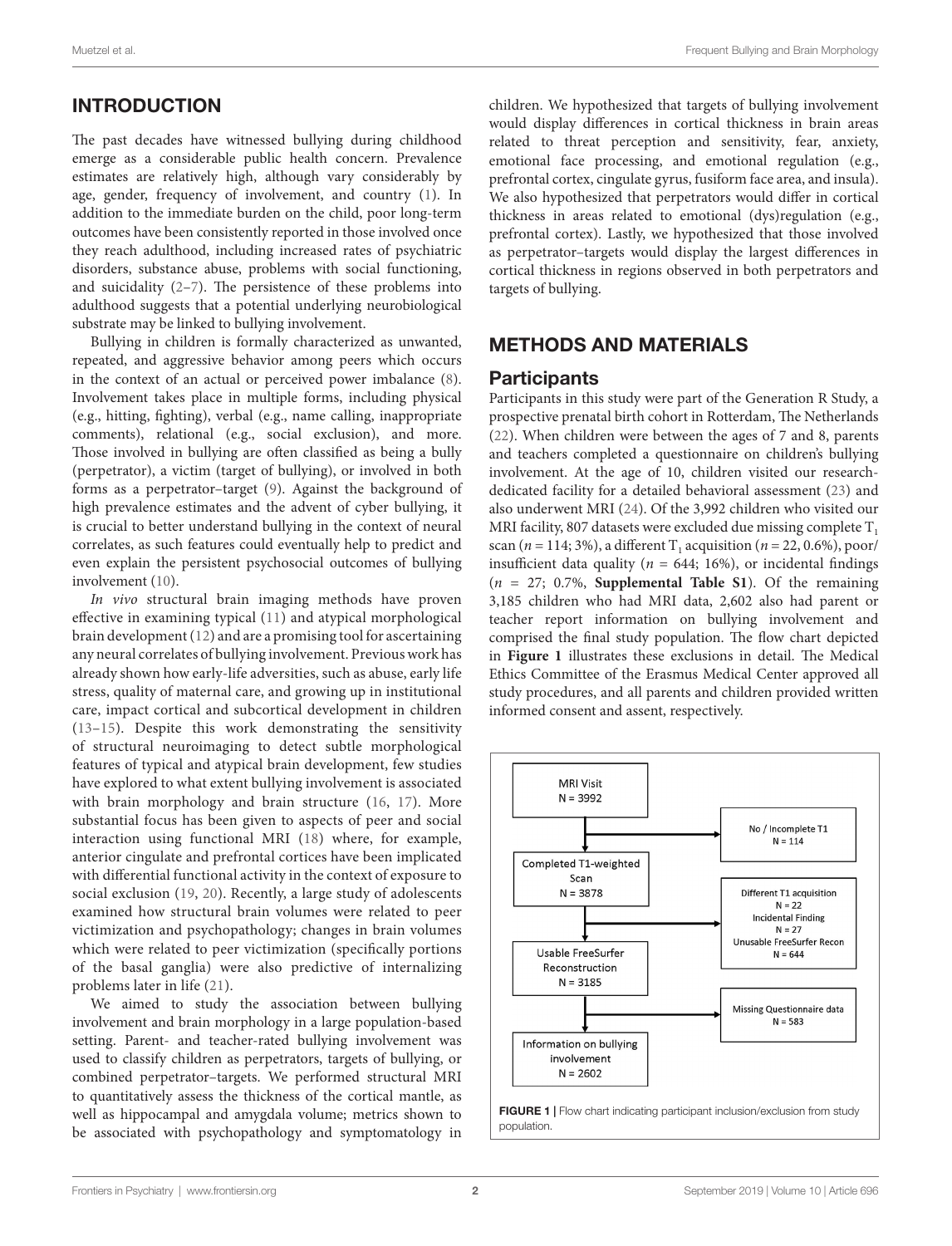## INTRODUCTION

The past decades have witnessed bullying during childhood emerge as a considerable public health concern. Prevalence estimates are relatively high, although vary considerably by age, gender, frequency of involvement, and country (1). In addition to the immediate burden on the child, poor long-term outcomes have been consistently reported in those involved once they reach adulthood, including increased rates of psychiatric disorders, substance abuse, problems with social functioning, and suicidality (2–7). The persistence of these problems into adulthood suggests that a potential underlying neurobiological substrate may be linked to bullying involvement.

Bullying in children is formally characterized as unwanted, repeated, and aggressive behavior among peers which occurs in the context of an actual or perceived power imbalance (8). Involvement takes place in multiple forms, including physical (e.g., hitting, fighting), verbal (e.g., name calling, inappropriate comments), relational (e.g., social exclusion), and more. Those involved in bullying are often classified as being a bully (perpetrator), a victim (target of bullying), or involved in both forms as a perpetrator–target (9). Against the background of high prevalence estimates and the advent of cyber bullying, it is crucial to better understand bullying in the context of neural correlates, as such features could eventually help to predict and even explain the persistent psychosocial outcomes of bullying involvement (10).

*In vivo* structural brain imaging methods have proven effective in examining typical (11) and atypical morphological brain development (12) and are a promising tool for ascertaining any neural correlates of bullying involvement. Previous work has already shown how early-life adversities, such as abuse, early life stress, quality of maternal care, and growing up in institutional care, impact cortical and subcortical development in children (13–15). Despite this work demonstrating the sensitivity of structural neuroimaging to detect subtle morphological features of typical and atypical brain development, few studies have explored to what extent bullying involvement is associated with brain morphology and brain structure (16, 17). More substantial focus has been given to aspects of peer and social interaction using functional MRI (18) where, for example, anterior cingulate and prefrontal cortices have been implicated with differential functional activity in the context of exposure to social exclusion (19, 20). Recently, a large study of adolescents examined how structural brain volumes were related to peer victimization and psychopathology; changes in brain volumes which were related to peer victimization (specifically portions of the basal ganglia) were also predictive of internalizing problems later in life (21).

We aimed to study the association between bullying involvement and brain morphology in a large population-based setting. Parent- and teacher-rated bullying involvement was used to classify children as perpetrators, targets of bullying, or combined perpetrator–targets. We performed structural MRI to quantitatively assess the thickness of the cortical mantle, as well as hippocampal and amygdala volume; metrics shown to be associated with psychopathology and symptomatology in children. We hypothesized that targets of bullying involvement would display differences in cortical thickness in brain areas related to threat perception and sensitivity, fear, anxiety, emotional face processing, and emotional regulation (e.g., prefrontal cortex, cingulate gyrus, fusiform face area, and insula). We also hypothesized that perpetrators would differ in cortical thickness in areas related to emotional (dys)regulation (e.g., prefrontal cortex). Lastly, we hypothesized that those involved as perpetrator–targets would display the largest differences in cortical thickness in regions observed in both perpetrators and targets of bullying.

## METHODS AND MATERIALS

### Participants

Participants in this study were part of the Generation R Study, a prospective prenatal birth cohort in Rotterdam, The Netherlands (22). When children were between the ages of 7 and 8, parents and teachers completed a questionnaire on children's bullying involvement. At the age of 10, children visited our research-dedicated facility for a detailed behavioral assessment (23) and also underwent MRI (24). Of the 3,992 children who visited our MRI facility, 807 datasets were excluded due missing complete $T_1$ scan ($n = 114$; 3%), a different $T_1$ acquisition ($n = 22$, 0.6%), poor/insufficient data quality ($n = 644$; 16%), or incidental findings ($n = 27$; 0.7%, **Supplemental Table S1**). Of the remaining 3,185 children who had MRI data, 2,602 also had parent or teacher report information on bullying involvement and comprised the final study population. The flow chart depicted in **Figure 1** illustrates these exclusions in detail. The Medical Ethics Committee of the Erasmus Medical Center approved all study procedures, and all parents and children provided written informed consent and assent, respectively.

MRI Visit
N = 3992

→ No / Incomplete T1
N = 114

Completed T1-weighted Scan
N = 3878

→ Different T1 acquisition
N = 22
Incidental Finding
N = 27
Unusable FreeSurfer Recon
N = 644

Usable FreeSurfer Reconstruction
N = 3185

→ Missing Questionnaire data
N = 583

Information on bullying involvement
N = 2602

**FIGURE 1** | Flow chart indicating participant inclusion/exclusion from study population.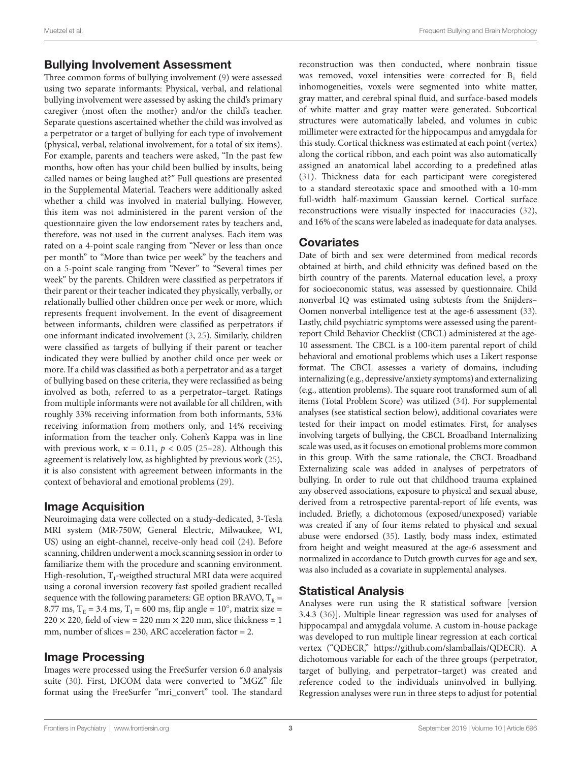## Bullying Involvement Assessment

Three common forms of bullying involvement (9) were assessed using two separate informants: Physical, verbal, and relational bullying involvement were assessed by asking the child's primary caregiver (most often the mother) and/or the child's teacher. Separate questions ascertained whether the child was involved as a perpetrator or a target of bullying for each type of involvement (physical, verbal, relational involvement, for a total of six items). For example, parents and teachers were asked, "In the past few months, how often has your child been bullied by insults, being called names or being laughed at?" Full questions are presented in the Supplemental Material. Teachers were additionally asked whether a child was involved in material bullying. However, this item was not administered in the parent version of the questionnaire given the low endorsement rates by teachers and, therefore, was not used in the current analyses. Each item was rated on a 4-point scale ranging from "Never or less than once per month" to "More than twice per week" by the teachers and on a 5-point scale ranging from "Never" to "Several times per week" by the parents. Children were classified as perpetrators if their parent or their teacher indicated they physically, verbally, or relationally bullied other children once per week or more, which represents frequent involvement. In the event of disagreement between informants, children were classified as perpetrators if one informant indicated involvement (3, 25). Similarly, children were classified as targets of bullying if their parent or teacher indicated they were bullied by another child once per week or more. If a child was classified as both a perpetrator and as a target of bullying based on these criteria, they were reclassified as being involved as both, referred to as a perpetrator–target. Ratings from multiple informants were not available for all children, with roughly 33% receiving information from both informants, 53% receiving information from mothers only, and 14% receiving information from the teacher only. Cohen's Kappa was in line with previous work, $\kappa = 0.11$, $p < 0.05$ (25–28). Although this agreement is relatively low, as highlighted by previous work (25), it is also consistent with agreement between informants in the context of behavioral and emotional problems (29).

## Image Acquisition

Neuroimaging data were collected on a study-dedicated, 3-Tesla MRI system (MR-750W, General Electric, Milwaukee, WI, US) using an eight-channel, receive-only head coil (24). Before scanning, children underwent a mock scanning session in order to familiarize them with the procedure and scanning environment. High-resolution, $T_1$-weigthed structural MRI data were acquired using a coronal inversion recovery fast spoiled gradient recalled sequence with the following parameters: GE option BRAVO, $T_R$ = 8.77 ms, $T_E$ = 3.4 ms, $T_I$ = 600 ms, flip angle = 10°, matrix size = 220 × 220, field of view = 220 mm × 220 mm, slice thickness = 1 mm, number of slices = 230, ARC acceleration factor = 2.

## Image Processing

Images were processed using the FreeSurfer version 6.0 analysis suite (30). First, DICOM data were converted to "MGZ" file format using the FreeSurfer "mri_convert" tool. The standard reconstruction was then conducted, where nonbrain tissue was removed, voxel intensities were corrected for $B_1$ field inhomogeneities, voxels were segmented into white matter, gray matter, and cerebral spinal fluid, and surface-based models of white matter and gray matter were generated. Subcortical structures were automatically labeled, and volumes in cubic millimeter were extracted for the hippocampus and amygdala for this study. Cortical thickness was estimated at each point (vertex) along the cortical ribbon, and each point was also automatically assigned an anatomical label according to a predefined atlas (31). Thickness data for each participant were coregistered to a standard stereotaxic space and smoothed with a 10-mm full-width half-maximum Gaussian kernel. Cortical surface reconstructions were visually inspected for inaccuracies (32), and 16% of the scans were labeled as inadequate for data analyses.

## Covariates

Date of birth and sex were determined from medical records obtained at birth, and child ethnicity was defined based on the birth country of the parents. Maternal education level, a proxy for socioeconomic status, was assessed by questionnaire. Child nonverbal IQ was estimated using subtests from the Snijders–Oomen nonverbal intelligence test at the age-6 assessment (33). Lastly, child psychiatric symptoms were assessed using the parent-report Child Behavior Checklist (CBCL) administered at the age-10 assessment. The CBCL is a 100-item parental report of child behavioral and emotional problems which uses a Likert response format. The CBCL assesses a variety of domains, including internalizing (e.g., depressive/anxiety symptoms) and externalizing (e.g., attention problems). The square root transformed sum of all items (Total Problem Score) was utilized (34). For supplemental analyses (see statistical section below), additional covariates were tested for their impact on model estimates. First, for analyses involving targets of bullying, the CBCL Broadband Internalizing scale was used, as it focuses on emotional problems more common in this group. With the same rationale, the CBCL Broadband Externalizing scale was added in analyses of perpetrators of bullying. In order to rule out that childhood trauma explained any observed associations, exposure to physical and sexual abuse, derived from a retrospective parental-report of life events, was included. Briefly, a dichotomous (exposed/unexposed) variable was created if any of four items related to physical and sexual abuse were endorsed (35). Lastly, body mass index, estimated from height and weight measured at the age-6 assessment and normalized in accordance to Dutch growth curves for age and sex, was also included as a covariate in supplemental analyses.

## Statistical Analysis

Analyses were run using the R statistical software [version 3.4.3 (36)]. Multiple linear regression was used for analyses of hippocampal and amygdala volume. A custom in-house package was developed to run multiple linear regression at each cortical vertex ("QDECR," https://github.com/slamballais/QDECR). A dichotomous variable for each of the three groups (perpetrator, target of bullying, and perpetrator–target) was created and reference coded to the individuals uninvolved in bullying. Regression analyses were run in three steps to adjust for potential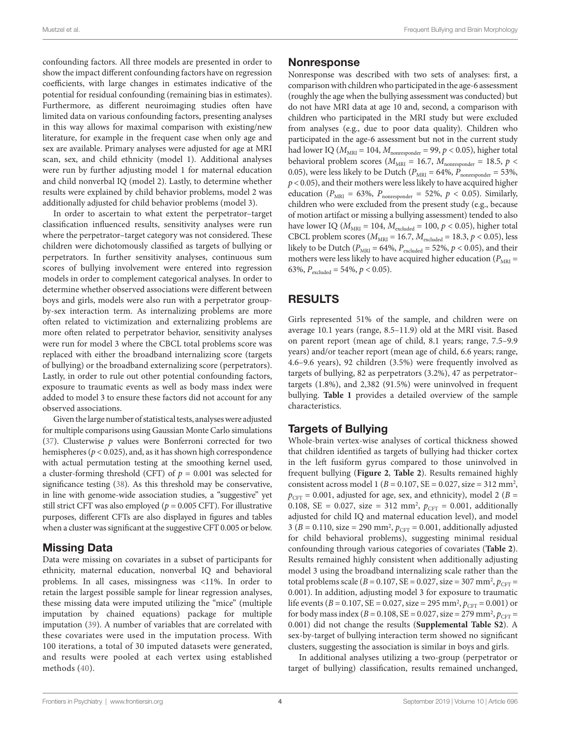confounding factors. All three models are presented in order to show the impact different confounding factors have on regression coefficients, with large changes in estimates indicative of the potential for residual confounding (remaining bias in estimates). Furthermore, as different neuroimaging studies often have limited data on various confounding factors, presenting analyses in this way allows for maximal comparison with existing/new literature, for example in the frequent case when only age and sex are available. Primary analyses were adjusted for age at MRI scan, sex, and child ethnicity (model 1). Additional analyses were run by further adjusting model 1 for maternal education and child nonverbal IQ (model 2). Lastly, to determine whether results were explained by child behavior problems, model 2 was additionally adjusted for child behavior problems (model 3).

In order to ascertain to what extent the perpetrator–target classification influenced results, sensitivity analyses were run where the perpetrator–target category was not considered. These children were dichotomously classified as targets of bullying or perpetrators. In further sensitivity analyses, continuous sum scores of bullying involvement were entered into regression models in order to complement categorical analyses. In order to determine whether observed associations were different between boys and girls, models were also run with a perpetrator group-by-sex interaction term. As internalizing problems are more often related to victimization and externalizing problems are more often related to perpetrator behavior, sensitivity analyses were run for model 3 where the CBCL total problems score was replaced with either the broadband internalizing score (targets of bullying) or the broadband externalizing score (perpetrators). Lastly, in order to rule out other potential confounding factors, exposure to traumatic events as well as body mass index were added to model 3 to ensure these factors did not account for any observed associations.

Given the large number of statistical tests, analyses were adjusted for multiple comparisons using Gaussian Monte Carlo simulations (37). Clusterwise $p$ values were Bonferroni corrected for two hemispheres ($p < 0.025$), and, as it has shown high correspondence with actual permutation testing at the smoothing kernel used, a cluster-forming threshold (CFT) of $p = 0.001$ was selected for significance testing (38). As this threshold may be conservative, in line with genome-wide association studies, a "suggestive" yet still strict CFT was also employed ($p = 0.005$ CFT). For illustrative purposes, different CFTs are also displayed in figures and tables when a cluster was significant at the suggestive CFT 0.005 or below.

## Missing Data

Data were missing on covariates in a subset of participants for ethnicity, maternal education, nonverbal IQ and behavioral problems. In all cases, missingness was <11%. In order to retain the largest possible sample for linear regression analyses, these missing data were imputed utilizing the "mice" (multiple imputation by chained equations) package for multiple imputation (39). A number of variables that are correlated with these covariates were used in the imputation process. With 100 iterations, a total of 30 imputed datasets were generated, and results were pooled at each vertex using established methods (40).

## Nonresponse

Nonresponse was described with two sets of analyses: first, a comparison with children who participated in the age-6 assessment (roughly the age when the bullying assessment was conducted) but do not have MRI data at age 10 and, second, a comparison with children who participated in the MRI study but were excluded from analyses (e.g., due to poor data quality). Children who participated in the age-6 assessment but not in the current study had lower IQ ($M_{\text{MRI}} = 104$, $M_{\text{nonresponder}} = 99$, $p < 0.05$), higher total behavioral problem scores ($M_{\text{MRI}} = 16.7$, $M_{\text{nonresponder}} = 18.5$, $p < 0.05$), were less likely to be Dutch ($P_{\text{MRI}} = 64\%$, $P_{\text{nonresponder}} = 53\%$, $p < 0.05$), and their mothers were less likely to have acquired higher education ($P_{\text{MRI}} = 63\%$, $P_{\text{nonresponder}} = 52\%$, $p < 0.05$). Similarly, children who were excluded from the present study (e.g., because of motion artifact or missing a bullying assessment) tended to also have lower IQ ($M_{\text{MRI}} = 104$, $M_{\text{excluded}} = 100$, $p < 0.05$), higher total CBCL problem scores ($M_{\text{MRI}} = 16.7$, $M_{\text{excluded}} = 18.3$, $p < 0.05$), less likely to be Dutch ($P_{\text{MRI}} = 64\%$, $P_{\text{excluded}} = 52\%$, $p < 0.05$), and their mothers were less likely to have acquired higher education ($P_{\text{MRI}} = 63\%$, $P_{\text{excluded}} = 54\%$, $p < 0.05$).

# RESULTS

Girls represented 51% of the sample, and children were on average 10.1 years (range, 8.5–11.9) old at the MRI visit. Based on parent report (mean age of child, 8.1 years; range, 7.5–9.9 years) and/or teacher report (mean age of child, 6.6 years; range, 4.6–9.6 years), 92 children (3.5%) were frequently involved as targets of bullying, 82 as perpetrators (3.2%), 47 as perpetrator–targets (1.8%), and 2,382 (91.5%) were uninvolved in frequent bullying. **Table 1** provides a detailed overview of the sample characteristics.

## Targets of Bullying

Whole-brain vertex-wise analyses of cortical thickness showed that children identified as targets of bullying had thicker cortex in the left fusiform gyrus compared to those uninvolved in frequent bullying (**Figure 2**, **Table 2**). Results remained highly consistent across model 1 ($B = 0.107$, SE = 0.027, size = 312 mm$^2$, $p_{\text{CFT}} = 0.001$, adjusted for age, sex, and ethnicity), model 2 ($B = 0.108$, SE = 0.027, size = 312 mm$^2$, $p_{\text{CFT}} = 0.001$, additionally adjusted for child IQ and maternal education level), and model 3 ($B = 0.110$, size = 290 mm$^2$, $p_{\text{CFT}} = 0.001$, additionally adjusted for child behavioral problems), suggesting minimal residual confounding through various categories of covariates (**Table 2**). Results remained highly consistent when additionally adjusting model 3 using the broadband internalizing scale rather than the total problems scale ($B = 0.107$, SE = 0.027, size = 307 mm$^2$, $p_{\text{CFT}} = 0.001$). In addition, adjusting model 3 for exposure to traumatic life events ($B = 0.107$, SE = 0.027, size = 295 mm$^2$, $p_{\text{CFT}} = 0.001$) or for body mass index ($B = 0.108$, SE = 0.027, size = 279 mm$^2$, $p_{\text{CFT}} = 0.001$) did not change the results (**Supplemental Table S2**). A sex-by-target of bullying interaction term showed no significant clusters, suggesting the association is similar in boys and girls.

In additional analyses utilizing a two-group (perpetrator or target of bullying) classification, results remained unchanged,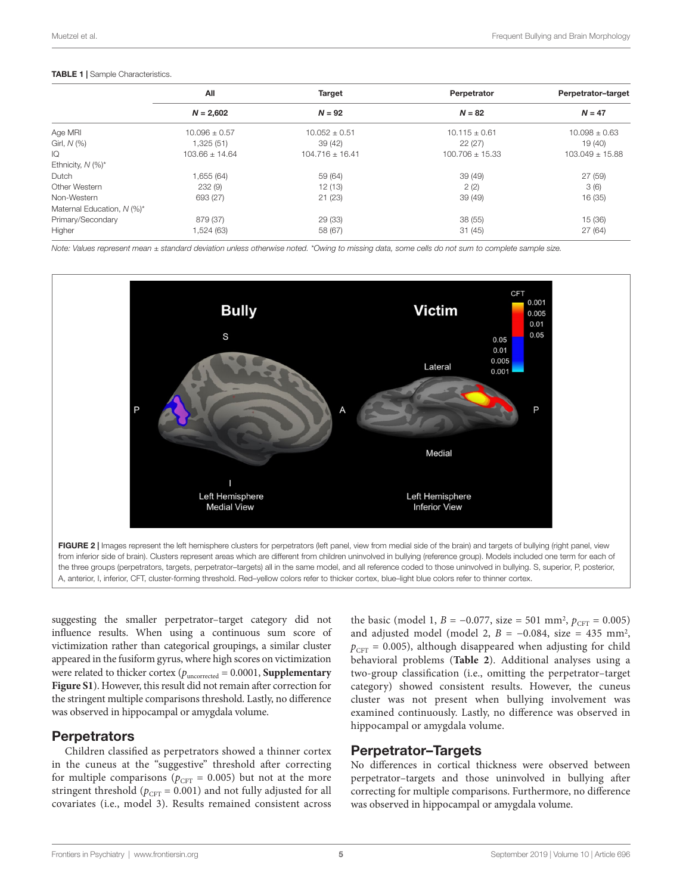**TABLE 1 |** Sample Characteristics.

| | All | Target | Perpetrator | Perpetrator–target |
|---|---|---|---|---|
| | ***N* = 2,602** | ***N* = 92** | ***N* = 82** | ***N* = 47** |
| Age MRI | 10.096 ± 0.57 | 10.052 ± 0.51 | 10.115 ± 0.61 | 10.098 ± 0.63 |
| Girl, *N* (%) | 1,325 (51) | 39 (42) | 22 (27) | 19 (40) |
| IQ | 103.66 ± 14.64 | 104.716 ± 16.41 | 100.706 ± 15.33 | 103.049 ± 15.88 |
| Ethnicity, *N* (%)* | | | | |
| Dutch | 1,655 (64) | 59 (64) | 39 (49) | 27 (59) |
| Other Western | 232 (9) | 12 (13) | 2 (2) | 3 (6) |
| Non-Western | 693 (27) | 21 (23) | 39 (49) | 16 (35) |
| Maternal Education, *N* (%)* | | | | |
| Primary/Secondary | 879 (37) | 29 (33) | 38 (55) | 15 (36) |
| Higher | 1,524 (63) | 58 (67) | 31 (45) | 27 (64) |

*Note: Values represent mean ± standard deviation unless otherwise noted. *Owing to missing data, some cells do not sum to complete sample size.*

**FIGURE 2 |** Images represent the left hemisphere clusters for perpetrators (left panel, view from medial side of the brain) and targets of bullying (right panel, view from inferior side of brain). Clusters represent areas which are different from children uninvolved in bullying (reference group). Models included one term for each of the three groups (perpetrators, targets, perpetrator–targets) all in the same model, and all reference coded to those uninvolved in bullying. S, superior, P, posterior, A, anterior, I, inferior, CFT, cluster-forming threshold. Red–yellow colors refer to thicker cortex, blue–light blue colors refer to thinner cortex.

suggesting the smaller perpetrator–target category did not influence results. When using a continuous sum score of victimization rather than categorical groupings, a similar cluster appeared in the fusiform gyrus, where high scores on victimization were related to thicker cortex ($p_{\text{uncorrected}} = 0.0001$, **Supplementary Figure S1**). However, this result did not remain after correction for the stringent multiple comparisons threshold. Lastly, no difference was observed in hippocampal or amygdala volume.

## Perpetrators

Children classified as perpetrators showed a thinner cortex in the cuneus at the "suggestive" threshold after correcting for multiple comparisons ($p_{\text{CFT}} = 0.005$) but not at the more stringent threshold ($p_{\text{CFT}} = 0.001$) and not fully adjusted for all covariates (i.e., model 3). Results remained consistent across the basic (model 1, $B = -0.077$, size = 501 mm$^2$, $p_{\text{CFT}} = 0.005$) and adjusted model (model 2, $B = -0.084$, size = 435 mm$^2$, $p_{\text{CFT}} = 0.005$), although disappeared when adjusting for child behavioral problems (**Table 2**). Additional analyses using a two-group classification (i.e., omitting the perpetrator–target category) showed consistent results. However, the cuneus cluster was not present when bullying involvement was examined continuously. Lastly, no difference was observed in hippocampal or amygdala volume.

## Perpetrator–Targets

No differences in cortical thickness were observed between perpetrator–targets and those uninvolved in bullying after correcting for multiple comparisons. Furthermore, no difference was observed in hippocampal or amygdala volume.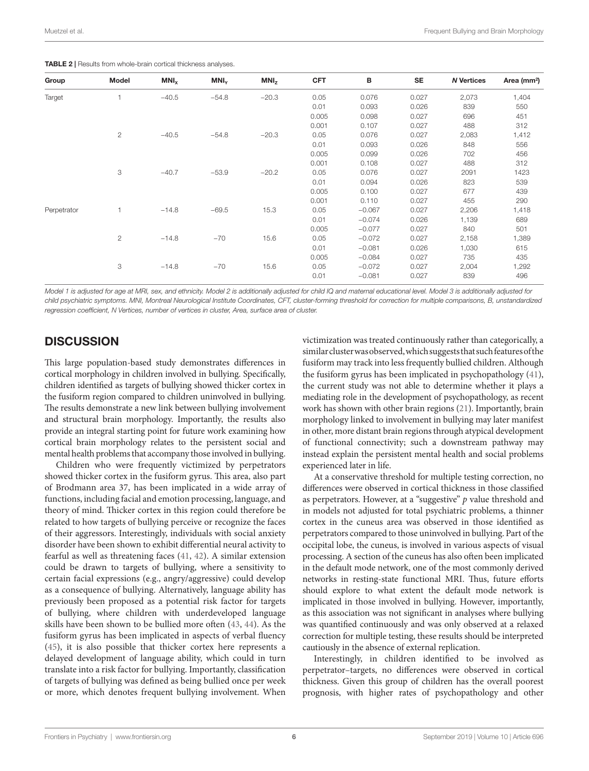**TABLE 2 |** Results from whole-brain cortical thickness analyses.

| Group | Model | $MNI_X$ | $MNI_Y$ | $MNI_Z$ | CFT | B | SE | *N* Vertices | Area (mm²) |
|---|---|---|---|---|---|---|---|---|---|
| Target | 1 | −40.5 | −54.8 | −20.3 | 0.05 | 0.076 | 0.027 | 2,073 | 1,404 |
| | | | | | 0.01 | 0.093 | 0.026 | 839 | 550 |
| | | | | | 0.005 | 0.098 | 0.027 | 696 | 451 |
| | | | | | 0.001 | 0.107 | 0.027 | 488 | 312 |
| | 2 | −40.5 | −54.8 | −20.3 | 0.05 | 0.076 | 0.027 | 2,083 | 1,412 |
| | | | | | 0.01 | 0.093 | 0.026 | 848 | 556 |
| | | | | | 0.005 | 0.099 | 0.026 | 702 | 456 |
| | | | | | 0.001 | 0.108 | 0.027 | 488 | 312 |
| | 3 | −40.7 | −53.9 | −20.2 | 0.05 | 0.076 | 0.027 | 2091 | 1423 |
| | | | | | 0.01 | 0.094 | 0.026 | 823 | 539 |
| | | | | | 0.005 | 0.100 | 0.027 | 677 | 439 |
| | | | | | 0.001 | 0.110 | 0.027 | 455 | 290 |
| Perpetrator | 1 | −14.8 | −69.5 | 15.3 | 0.05 | −0.067 | 0.027 | 2,206 | 1,418 |
| | | | | | 0.01 | −0.074 | 0.026 | 1,139 | 689 |
| | | | | | 0.005 | −0.077 | 0.027 | 840 | 501 |
| | 2 | −14.8 | −70 | 15.6 | 0.05 | −0.072 | 0.027 | 2,158 | 1,389 |
| | | | | | 0.01 | −0.081 | 0.026 | 1,030 | 615 |
| | | | | | 0.005 | −0.084 | 0.027 | 735 | 435 |
| | 3 | −14.8 | −70 | 15.6 | 0.05 | −0.072 | 0.027 | 2,004 | 1,292 |
| | | | | | 0.01 | −0.081 | 0.027 | 839 | 496 |

*Model 1 is adjusted for age at MRI, sex, and ethnicity. Model 2 is additionally adjusted for child IQ and maternal educational level. Model 3 is additionally adjusted for child psychiatric symptoms. MNI, Montreal Neurological Institute Coordinates, CFT, cluster-forming threshold for correction for multiple comparisons, B, unstandardized regression coefficient, N Vertices, number of vertices in cluster, Area, surface area of cluster.*

## DISCUSSION

This large population-based study demonstrates differences in cortical morphology in children involved in bullying. Specifically, children identified as targets of bullying showed thicker cortex in the fusiform region compared to children uninvolved in bullying. The results demonstrate a new link between bullying involvement and structural brain morphology. Importantly, the results also provide an integral starting point for future work examining how cortical brain morphology relates to the persistent social and mental health problems that accompany those involved in bullying.

Children who were frequently victimized by perpetrators showed thicker cortex in the fusiform gyrus. This area, also part of Brodmann area 37, has been implicated in a wide array of functions, including facial and emotion processing, language, and theory of mind. Thicker cortex in this region could therefore be related to how targets of bullying perceive or recognize the faces of their aggressors. Interestingly, individuals with social anxiety disorder have been shown to exhibit differential neural activity to fearful as well as threatening faces (41, 42). A similar extension could be drawn to targets of bullying, where a sensitivity to certain facial expressions (e.g., angry/aggressive) could develop as a consequence of bullying. Alternatively, language ability has previously been proposed as a potential risk factor for targets of bullying, where children with underdeveloped language skills have been shown to be bullied more often (43, 44). As the fusiform gyrus has been implicated in aspects of verbal fluency (45), it is also possible that thicker cortex here represents a delayed development of language ability, which could in turn translate into a risk factor for bullying. Importantly, classification of targets of bullying was defined as being bullied once per week or more, which denotes frequent bullying involvement. When victimization was treated continuously rather than categorically, a similar cluster was observed, which suggests that such features of the fusiform may track into less frequently bullied children. Although the fusiform gyrus has been implicated in psychopathology (41), the current study was not able to determine whether it plays a mediating role in the development of psychopathology, as recent work has shown with other brain regions (21). Importantly, brain morphology linked to involvement in bullying may later manifest in other, more distant brain regions through atypical development of functional connectivity; such a downstream pathway may instead explain the persistent mental health and social problems experienced later in life.

At a conservative threshold for multiple testing correction, no differences were observed in cortical thickness in those classified as perpetrators. However, at a "suggestive" *p* value threshold and in models not adjusted for total psychiatric problems, a thinner cortex in the cuneus area was observed in those identified as perpetrators compared to those uninvolved in bullying. Part of the occipital lobe, the cuneus, is involved in various aspects of visual processing. A section of the cuneus has also often been implicated in the default mode network, one of the most commonly derived networks in resting-state functional MRI. Thus, future efforts should explore to what extent the default mode network is implicated in those involved in bullying. However, importantly, as this association was not significant in analyses where bullying was quantified continuously and was only observed at a relaxed correction for multiple testing, these results should be interpreted cautiously in the absence of external replication.

Interestingly, in children identified to be involved as perpetrator–targets, no differences were observed in cortical thickness. Given this group of children has the overall poorest prognosis, with higher rates of psychopathology and other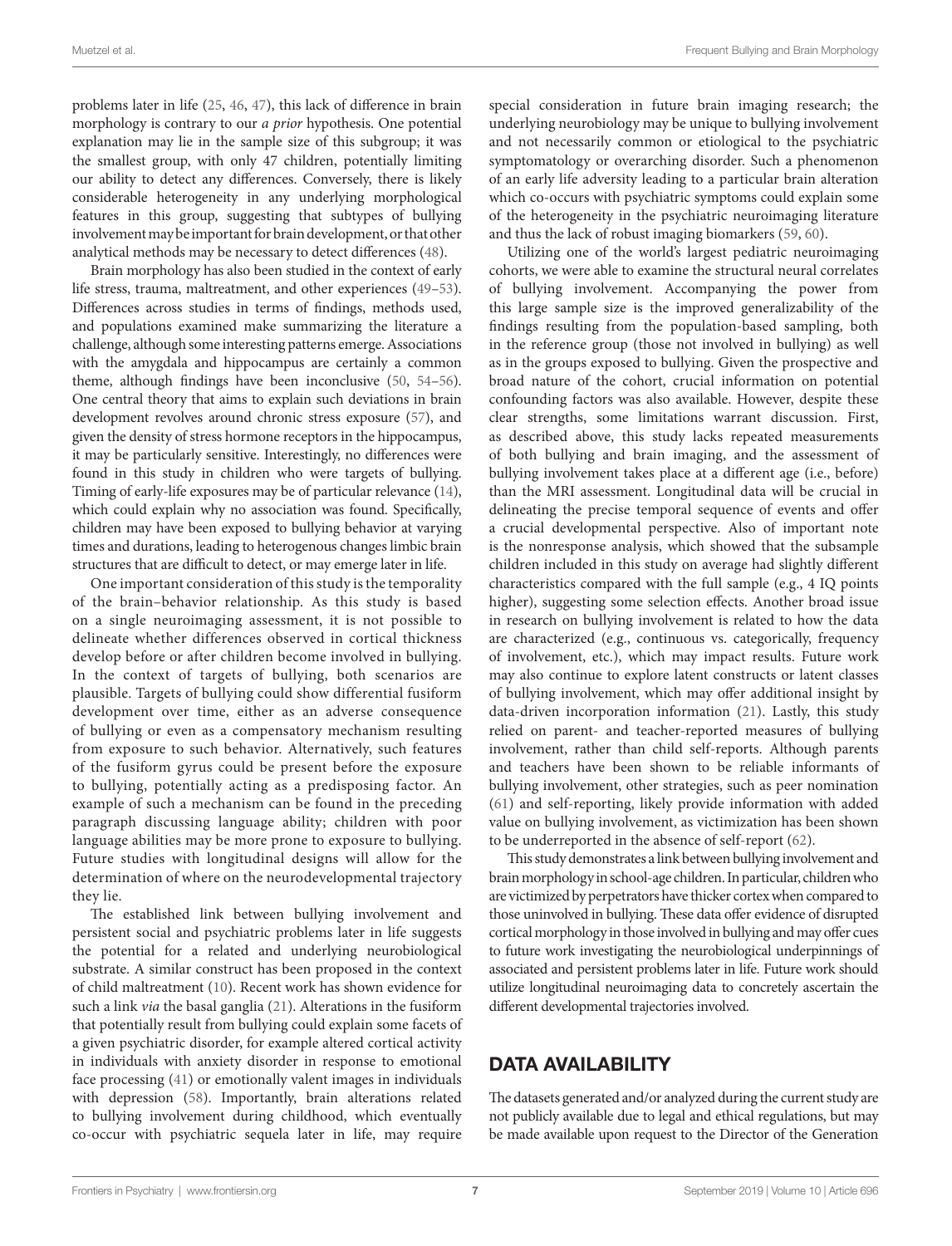problems later in life (25, 46, 47), this lack of difference in brain morphology is contrary to our *a prior* hypothesis. One potential explanation may lie in the sample size of this subgroup; it was the smallest group, with only 47 children, potentially limiting our ability to detect any differences. Conversely, there is likely considerable heterogeneity in any underlying morphological features in this group, suggesting that subtypes of bullying involvement may be important for brain development, or that other analytical methods may be necessary to detect differences (48).

Brain morphology has also been studied in the context of early life stress, trauma, maltreatment, and other experiences (49–53). Differences across studies in terms of findings, methods used, and populations examined make summarizing the literature a challenge, although some interesting patterns emerge. Associations with the amygdala and hippocampus are certainly a common theme, although findings have been inconclusive (50, 54–56). One central theory that aims to explain such deviations in brain development revolves around chronic stress exposure (57), and given the density of stress hormone receptors in the hippocampus, it may be particularly sensitive. Interestingly, no differences were found in this study in children who were targets of bullying. Timing of early-life exposures may be of particular relevance (14), which could explain why no association was found. Specifically, children may have been exposed to bullying behavior at varying times and durations, leading to heterogenous changes limbic brain structures that are difficult to detect, or may emerge later in life.

One important consideration of this study is the temporality of the brain–behavior relationship. As this study is based on a single neuroimaging assessment, it is not possible to delineate whether differences observed in cortical thickness develop before or after children become involved in bullying. In the context of targets of bullying, both scenarios are plausible. Targets of bullying could show differential fusiform development over time, either as an adverse consequence of bullying or even as a compensatory mechanism resulting from exposure to such behavior. Alternatively, such features of the fusiform gyrus could be present before the exposure to bullying, potentially acting as a predisposing factor. An example of such a mechanism can be found in the preceding paragraph discussing language ability; children with poor language abilities may be more prone to exposure to bullying. Future studies with longitudinal designs will allow for the determination of where on the neurodevelopmental trajectory they lie.

The established link between bullying involvement and persistent social and psychiatric problems later in life suggests the potential for a related and underlying neurobiological substrate. A similar construct has been proposed in the context of child maltreatment (10). Recent work has shown evidence for such a link *via* the basal ganglia (21). Alterations in the fusiform that potentially result from bullying could explain some facets of a given psychiatric disorder, for example altered cortical activity in individuals with anxiety disorder in response to emotional face processing (41) or emotionally valent images in individuals with depression (58). Importantly, brain alterations related to bullying involvement during childhood, which eventually co-occur with psychiatric sequela later in life, may require special consideration in future brain imaging research; the underlying neurobiology may be unique to bullying involvement and not necessarily common or etiological to the psychiatric symptomatology or overarching disorder. Such a phenomenon of an early life adversity leading to a particular brain alteration which co-occurs with psychiatric symptoms could explain some of the heterogeneity in the psychiatric neuroimaging literature and thus the lack of robust imaging biomarkers (59, 60).

Utilizing one of the world's largest pediatric neuroimaging cohorts, we were able to examine the structural neural correlates of bullying involvement. Accompanying the power from this large sample size is the improved generalizability of the findings resulting from the population-based sampling, both in the reference group (those not involved in bullying) as well as in the groups exposed to bullying. Given the prospective and broad nature of the cohort, crucial information on potential confounding factors was also available. However, despite these clear strengths, some limitations warrant discussion. First, as described above, this study lacks repeated measurements of both bullying and brain imaging, and the assessment of bullying involvement takes place at a different age (i.e., before) than the MRI assessment. Longitudinal data will be crucial in delineating the precise temporal sequence of events and offer a crucial developmental perspective. Also of important note is the nonresponse analysis, which showed that the subsample children included in this study on average had slightly different characteristics compared with the full sample (e.g., 4 IQ points higher), suggesting some selection effects. Another broad issue in research on bullying involvement is related to how the data are characterized (e.g., continuous vs. categorically, frequency of involvement, etc.), which may impact results. Future work may also continue to explore latent constructs or latent classes of bullying involvement, which may offer additional insight by data-driven incorporation information (21). Lastly, this study relied on parent- and teacher-reported measures of bullying involvement, rather than child self-reports. Although parents and teachers have been shown to be reliable informants of bullying involvement, other strategies, such as peer nomination (61) and self-reporting, likely provide information with added value on bullying involvement, as victimization has been shown to be underreported in the absence of self-report (62).

This study demonstrates a link between bullying involvement and brain morphology in school-age children. In particular, children who are victimized by perpetrators have thicker cortex when compared to those uninvolved in bullying. These data offer evidence of disrupted cortical morphology in those involved in bullying and may offer cues to future work investigating the neurobiological underpinnings of associated and persistent problems later in life. Future work should utilize longitudinal neuroimaging data to concretely ascertain the different developmental trajectories involved.

## DATA AVAILABILITY

The datasets generated and/or analyzed during the current study are not publicly available due to legal and ethical regulations, but may be made available upon request to the Director of the Generation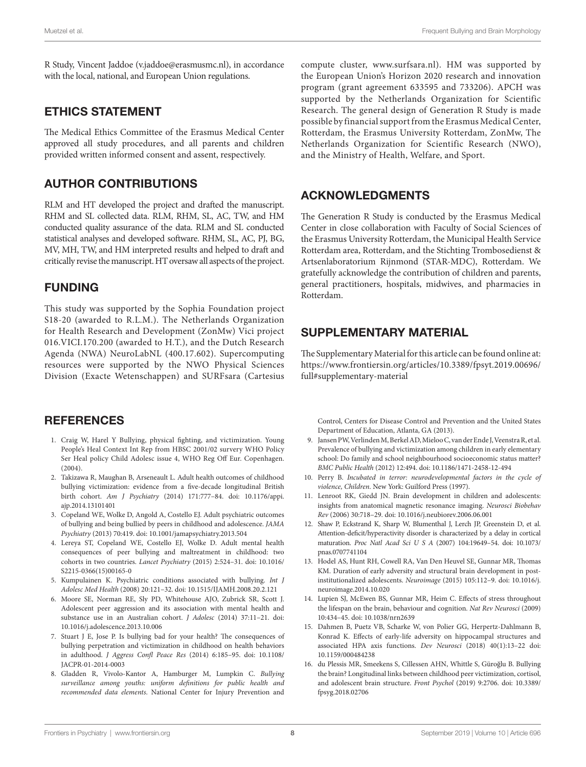R Study, Vincent Jaddoe (v.jaddoe@erasmusmc.nl), in accordance with the local, national, and European Union regulations.

## ETHICS STATEMENT

The Medical Ethics Committee of the Erasmus Medical Center approved all study procedures, and all parents and children provided written informed consent and assent, respectively.

## AUTHOR CONTRIBUTIONS

RLM and HT developed the project and drafted the manuscript. RHM and SL collected data. RLM, RHM, SL, AC, TW, and HM conducted quality assurance of the data. RLM and SL conducted statistical analyses and developed software. RHM, SL, AC, PJ, BG, MV, MH, TW, and HM interpreted results and helped to draft and critically revise the manuscript. HT oversaw all aspects of the project.

## FUNDING

This study was supported by the Sophia Foundation project S18-20 (awarded to R.L.M.). The Netherlands Organization for Health Research and Development (ZonMw) Vici project 016.VICI.170.200 (awarded to H.T.), and the Dutch Research Agenda (NWA) NeuroLabNL (400.17.602). Supercomputing resources were supported by the NWO Physical Sciences Division (Exacte Wetenschappen) and SURFsara (Cartesius compute cluster, www.surfsara.nl). HM was supported by the European Union's Horizon 2020 research and innovation program (grant agreement 633595 and 733206). APCH was supported by the Netherlands Organization for Scientific Research. The general design of Generation R Study is made possible by financial support from the Erasmus Medical Center, Rotterdam, the Erasmus University Rotterdam, ZonMw, The Netherlands Organization for Scientific Research (NWO), and the Ministry of Health, Welfare, and Sport.

## ACKNOWLEDGMENTS

The Generation R Study is conducted by the Erasmus Medical Center in close collaboration with Faculty of Social Sciences of the Erasmus University Rotterdam, the Municipal Health Service Rotterdam area, Rotterdam, and the Stichting Trombosedienst & Artsenlaboratorium Rijnmond (STAR-MDC), Rotterdam. We gratefully acknowledge the contribution of children and parents, general practitioners, hospitals, midwives, and pharmacies in Rotterdam.

## SUPPLEMENTARY MATERIAL

The Supplementary Material for this article can be found online at: https://www.frontiersin.org/articles/10.3389/fpsyt.2019.00696/full#supplementary-material

## REFERENCES

1. Craig W, Harel Y Bullying, physical fighting, and victimization. Young People's Heal Context Int Rep from HBSC 2001/02 survery WHO Policy Ser Heal policy Child Adolesc issue 4, WHO Reg Off Eur. Copenhagen. (2004).
2. Takizawa R, Maughan B, Arseneault L. Adult health outcomes of childhood bullying victimization: evidence from a five-decade longitudinal British birth cohort. *Am J Psychiatry* (2014) 171:777–84. doi: 10.1176/appi.ajp.2014.13101401
3. Copeland WE, Wolke D, Angold A, Costello EJ. Adult psychiatric outcomes of bullying and being bullied by peers in childhood and adolescence. *JAMA Psychiatry* (2013) 70:419. doi: 10.1001/jamapsychiatry.2013.504
4. Lereya ST, Copeland WE, Costello EJ, Wolke D. Adult mental health consequences of peer bullying and maltreatment in childhood: two cohorts in two countries. *Lancet Psychiatry* (2015) 2:524–31. doi: 10.1016/S2215-0366(15)00165-0
5. Kumpulainen K. Psychiatric conditions associated with bullying. *Int J Adolesc Med Health* (2008) 20:121–32. doi: 10.1515/IJAMH.2008.20.2.121
6. Moore SE, Norman RE, Sly PD, Whitehouse AJO, Zubrick SR, Scott J. Adolescent peer aggression and its association with mental health and substance use in an Australian cohort. *J Adolesc* (2014) 37:11–21. doi: 10.1016/j.adolescence.2013.10.006
7. Stuart J E, Jose P. Is bullying bad for your health? The consequences of bullying perpetration and victimization in childhood on health behaviors in adulthood. *J Aggress Confl Peace Res* (2014) 6:185–95. doi: 10.1108/JACPR-01-2014-0003
8. Gladden R, Vivolo-Kantor A, Hamburger M, Lumpkin C. *Bullying surveillance among youths: uniform definitions for public health and recommended data elements*. National Center for Injury Prevention and Control, Centers for Disease Control and Prevention and the United States Department of Education, Atlanta, GA (2013).
9. Jansen PW, Verlinden M, Berkel AD, Mieloo C, van der Ende J, Veenstra R, et al. Prevalence of bullying and victimization among children in early elementary school: Do family and school neighbourhood socioeconomic status matter? *BMC Public Health* (2012) 12:494. doi: 10.1186/1471-2458-12-494
10. Perry B. *Incubated in terror: neurodevelopmental factors in the cycle of violence, Children*. New York: Guilford Press (1997).
11. Lenroot RK, Giedd JN. Brain development in children and adolescents: insights from anatomical magnetic resonance imaging. *Neurosci Biobehav Rev* (2006) 30:718–29. doi: 10.1016/j.neubiorev.2006.06.001
12. Shaw P, Eckstrand K, Sharp W, Blumenthal J, Lerch JP, Greenstein D, et al. Attention-deficit/hyperactivity disorder is characterized by a delay in cortical maturation. *Proc Natl Acad Sci U S A* (2007) 104:19649–54. doi: 10.1073/pnas.0707741104
13. Hodel AS, Hunt RH, Cowell RA, Van Den Heuvel SE, Gunnar MR, Thomas KM. Duration of early adversity and structural brain development in post-institutionalized adolescents. *Neuroimage* (2015) 105:112–9. doi: 10.1016/j.neuroimage.2014.10.020
14. Lupien SJ, McEwen BS, Gunnar MR, Heim C. Effects of stress throughout the lifespan on the brain, behaviour and cognition. *Nat Rev Neurosci* (2009) 10:434–45. doi: 10.1038/nrn2639
15. Dahmen B, Puetz VB, Scharke W, von Polier GG, Herpertz-Dahlmann B, Konrad K. Effects of early-life adversity on hippocampal structures and associated HPA axis functions. *Dev Neurosci* (2018) 40(1):13–22 doi: 10.1159/000484238
16. du Plessis MR, Smeekens S, Cillessen AHN, Whittle S, Güroğlu B. Bullying the brain? Longitudinal links between childhood peer victimization, cortisol, and adolescent brain structure. *Front Psychol* (2019) 9:2706. doi: 10.3389/fpsyg.2018.02706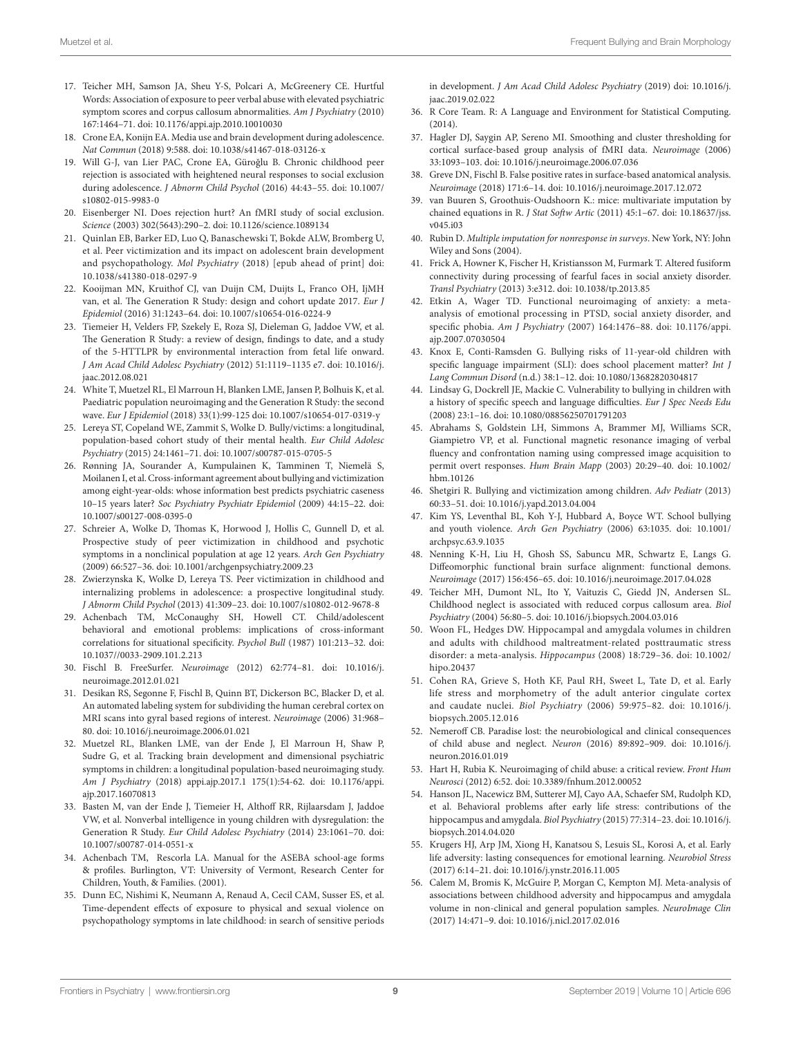17. Teicher MH, Samson JA, Sheu Y-S, Polcari A, McGreenery CE. Hurtful Words: Association of exposure to peer verbal abuse with elevated psychiatric symptom scores and corpus callosum abnormalities. *Am J Psychiatry* (2010) 167:1464–71. doi: 10.1176/appi.ajp.2010.10010030
18. Crone EA, Konijn EA. Media use and brain development during adolescence. *Nat Commun* (2018) 9:588. doi: 10.1038/s41467-018-03126-x
19. Will G-J, van Lier PAC, Crone EA, Güroğlu B. Chronic childhood peer rejection is associated with heightened neural responses to social exclusion during adolescence. *J Abnorm Child Psychol* (2016) 44:43–55. doi: 10.1007/s10802-015-9983-0
20. Eisenberger NI. Does rejection hurt? An fMRI study of social exclusion. *Science* (2003) 302(5643):290–2. doi: 10.1126/science.1089134
21. Quinlan EB, Barker ED, Luo Q, Banaschewski T, Bokde ALW, Bromberg U, et al. Peer victimization and its impact on adolescent brain development and psychopathology. *Mol Psychiatry* (2018) [epub ahead of print] doi: 10.1038/s41380-018-0297-9
22. Kooijman MN, Kruithof CJ, van Duijn CM, Duijts L, Franco OH, IjMH van, et al. The Generation R Study: design and cohort update 2017. *Eur J Epidemiol* (2016) 31:1243–64. doi: 10.1007/s10654-016-0224-9
23. Tiemeier H, Velders FP, Szekely E, Roza SJ, Dieleman G, Jaddoe VW, et al. The Generation R Study: a review of design, findings to date, and a study of the 5-HTTLPR by environmental interaction from fetal life onward. *J Am Acad Child Adolesc Psychiatry* (2012) 51:1119–1135 e7. doi: 10.1016/j.jaac.2012.08.021
24. White T, Muetzel RL, El Marroun H, Blanken LME, Jansen P, Bolhuis K, et al. Paediatric population neuroimaging and the Generation R Study: the second wave. *Eur J Epidemiol* (2018) 33(1):99-125 doi: 10.1007/s10654-017-0319-y
25. Lereya ST, Copeland WE, Zammit S, Wolke D. Bully/victims: a longitudinal, population-based cohort study of their mental health. *Eur Child Adolesc Psychiatry* (2015) 24:1461–71. doi: 10.1007/s00787-015-0705-5
26. Rønning JA, Sourander A, Kumpulainen K, Tamminen T, Niemelä S, Moilanen I, et al. Cross-informant agreement about bullying and victimization among eight-year-olds: whose information best predicts psychiatric caseness 10–15 years later? *Soc Psychiatry Psychiatr Epidemiol* (2009) 44:15–22. doi: 10.1007/s00127-008-0395-0
27. Schreier A, Wolke D, Thomas K, Horwood J, Hollis C, Gunnell D, et al. Prospective study of peer victimization in childhood and psychotic symptoms in a nonclinical population at age 12 years. *Arch Gen Psychiatry* (2009) 66:527–36. doi: 10.1001/archgenpsychiatry.2009.23
28. Zwierzynska K, Wolke D, Lereya TS. Peer victimization in childhood and internalizing problems in adolescence: a prospective longitudinal study. *J Abnorm Child Psychol* (2013) 41:309–23. doi: 10.1007/s10802-012-9678-8
29. Achenbach TM, McConaughy SH, Howell CT. Child/adolescent behavioral and emotional problems: implications of cross-informant correlations for situational specificity. *Psychol Bull* (1987) 101:213–32. doi: 10.1037//0033-2909.101.2.213
30. Fischl B. FreeSurfer. *Neuroimage* (2012) 62:774–81. doi: 10.1016/j.neuroimage.2012.01.021
31. Desikan RS, Segonne F, Fischl B, Quinn BT, Dickerson BC, Blacker D, et al. An automated labeling system for subdividing the human cerebral cortex on MRI scans into gyral based regions of interest. *Neuroimage* (2006) 31:968–80. doi: 10.1016/j.neuroimage.2006.01.021
32. Muetzel RL, Blanken LME, van der Ende J, El Marroun H, Shaw P, Sudre G, et al. Tracking brain development and dimensional psychiatric symptoms in children: a longitudinal population-based neuroimaging study. *Am J Psychiatry* (2018) appi.ajp.2017.1 175(1):54-62. doi: 10.1176/appi.ajp.2017.16070813
33. Basten M, van der Ende J, Tiemeier H, Althoff RR, Rijlaarsdam J, Jaddoe VW, et al. Nonverbal intelligence in young children with dysregulation: the Generation R Study. *Eur Child Adolesc Psychiatry* (2014) 23:1061–70. doi: 10.1007/s00787-014-0551-x
34. Achenbach TM, Rescorla LA. Manual for the ASEBA school-age forms & profiles. Burlington, VT: University of Vermont, Research Center for Children, Youth, & Families. (2001).
35. Dunn EC, Nishimi K, Neumann A, Renaud A, Cecil CAM, Susser ES, et al. Time-dependent effects of exposure to physical and sexual violence on psychopathology symptoms in late childhood: in search of sensitive periods in development. *J Am Acad Child Adolesc Psychiatry* (2019) doi: 10.1016/j.jaac.2019.02.022
36. R Core Team. R: A Language and Environment for Statistical Computing. (2014).
37. Hagler DJ, Saygin AP, Sereno MI. Smoothing and cluster thresholding for cortical surface-based group analysis of fMRI data. *Neuroimage* (2006) 33:1093–103. doi: 10.1016/j.neuroimage.2006.07.036
38. Greve DN, Fischl B. False positive rates in surface-based anatomical analysis. *Neuroimage* (2018) 171:6–14. doi: 10.1016/j.neuroimage.2017.12.072
39. van Buuren S, Groothuis-Oudshoorn K.: mice: multivariate imputation by chained equations in R. *J Stat Softw Artic* (2011) 45:1–67. doi: 10.18637/jss.v045.i03
40. Rubin D. *Multiple imputation for nonresponse in surveys*. New York, NY: John Wiley and Sons (2004).
41. Frick A, Howner K, Fischer H, Kristiansson M, Furmark T. Altered fusiform connectivity during processing of fearful faces in social anxiety disorder. *Transl Psychiatry* (2013) 3:e312. doi: 10.1038/tp.2013.85
42. Etkin A, Wager TD. Functional neuroimaging of anxiety: a meta-analysis of emotional processing in PTSD, social anxiety disorder, and specific phobia. *Am J Psychiatry* (2007) 164:1476–88. doi: 10.1176/appi.ajp.2007.07030504
43. Knox E, Conti-Ramsden G. Bullying risks of 11-year-old children with specific language impairment (SLI): does school placement matter? *Int J Lang Commun Disord* (n.d.) 38:1–12. doi: 10.1080/13682820304817
44. Lindsay G, Dockrell JE, Mackie C. Vulnerability to bullying in children with a history of specific speech and language difficulties. *Eur J Spec Needs Edu* (2008) 23:1–16. doi: 10.1080/08856250701791203
45. Abrahams S, Goldstein LH, Simmons A, Brammer MJ, Williams SCR, Giampietro VP, et al. Functional magnetic resonance imaging of verbal fluency and confrontation naming using compressed image acquisition to permit overt responses. *Hum Brain Mapp* (2003) 20:29–40. doi: 10.1002/hbm.10126
46. Shetgiri R. Bullying and victimization among children. *Adv Pediatr* (2013) 60:33–51. doi: 10.1016/j.yapd.2013.04.004
47. Kim YS, Leventhal BL, Koh Y-J, Hubbard A, Boyce WT. School bullying and youth violence. *Arch Gen Psychiatry* (2006) 63:1035. doi: 10.1001/archpsyc.63.9.1035
48. Nenning K-H, Liu H, Ghosh SS, Sabuncu MR, Schwartz E, Langs G. Diffeomorphic functional brain surface alignment: functional demons. *Neuroimage* (2017) 156:456–65. doi: 10.1016/j.neuroimage.2017.04.028
49. Teicher MH, Dumont NL, Ito Y, Vaituzis C, Giedd JN, Andersen SL. Childhood neglect is associated with reduced corpus callosum area. *Biol Psychiatry* (2004) 56:80–5. doi: 10.1016/j.biopsych.2004.03.016
50. Woon FL, Hedges DW. Hippocampal and amygdala volumes in children and adults with childhood maltreatment-related posttraumatic stress disorder: a meta-analysis. *Hippocampus* (2008) 18:729–36. doi: 10.1002/hipo.20437
51. Cohen RA, Grieve S, Hoth KF, Paul RH, Sweet L, Tate D, et al. Early life stress and morphometry of the adult anterior cingulate cortex and caudate nuclei. *Biol Psychiatry* (2006) 59:975–82. doi: 10.1016/j.biopsych.2005.12.016
52. Nemeroff CB. Paradise lost: the neurobiological and clinical consequences of child abuse and neglect. *Neuron* (2016) 89:892–909. doi: 10.1016/j.neuron.2016.01.019
53. Hart H, Rubia K. Neuroimaging of child abuse: a critical review. *Front Hum Neurosci* (2012) 6:52. doi: 10.3389/fnhum.2012.00052
54. Hanson JL, Nacewicz BM, Sutterer MJ, Cayo AA, Schaefer SM, Rudolph KD, et al. Behavioral problems after early life stress: contributions of the hippocampus and amygdala. *Biol Psychiatry* (2015) 77:314–23. doi: 10.1016/j.biopsych.2014.04.020
55. Krugers HJ, Arp JM, Xiong H, Kanatsou S, Lesuis SL, Korosi A, et al. Early life adversity: lasting consequences for emotional learning. *Neurobiol Stress* (2017) 6:14–21. doi: 10.1016/j.ynstr.2016.11.005
56. Calem M, Bromis K, McGuire P, Morgan C, Kempton MJ. Meta-analysis of associations between childhood adversity and hippocampus and amygdala volume in non-clinical and general population samples. *NeuroImage Clin* (2017) 14:471–9. doi: 10.1016/j.nicl.2017.02.016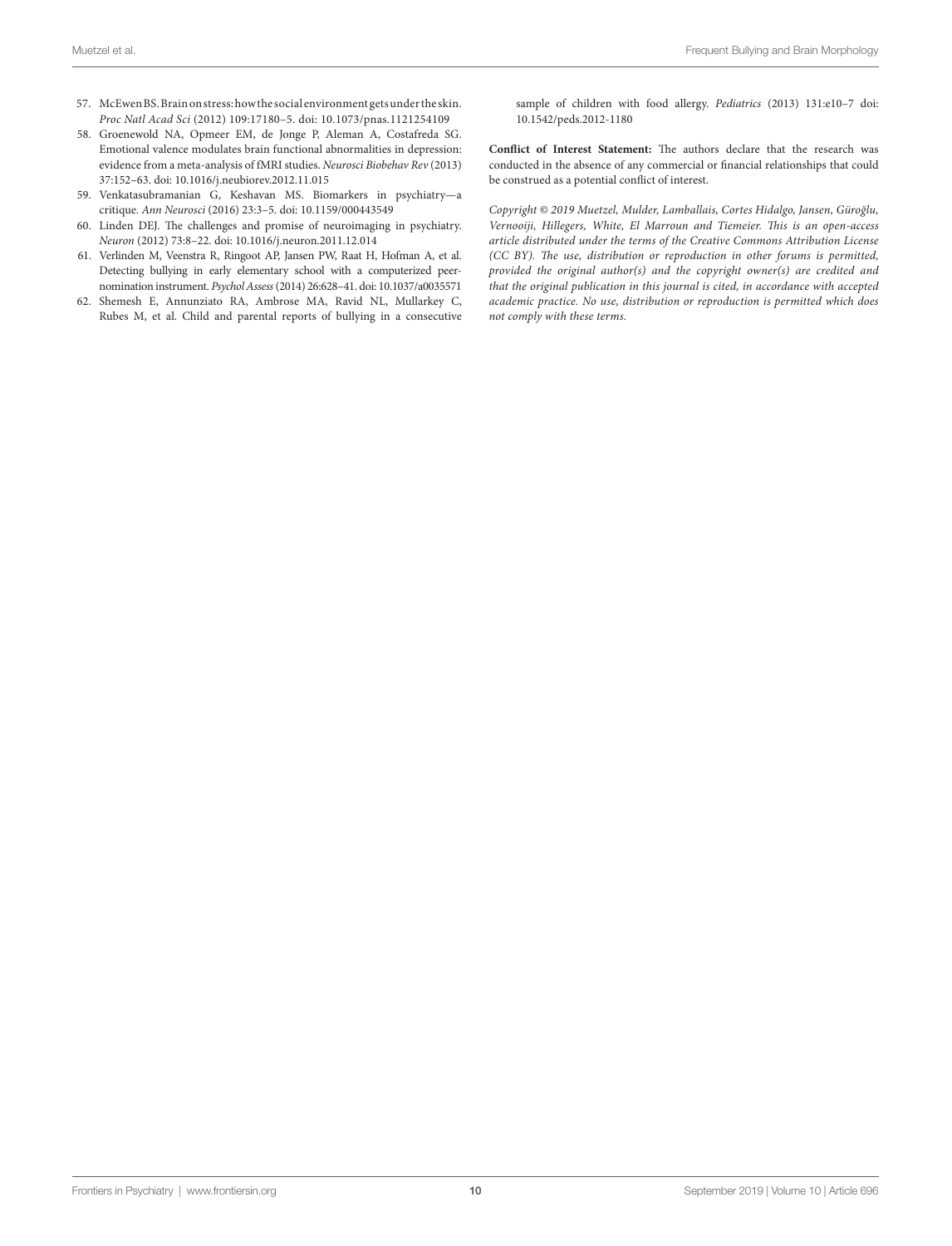57. McEwen BS. Brain on stress: how the social environment gets under the skin. *Proc Natl Acad Sci* (2012) 109:17180–5. doi: 10.1073/pnas.1121254109
58. Groenewold NA, Opmeer EM, de Jonge P, Aleman A, Costafreda SG. Emotional valence modulates brain functional abnormalities in depression: evidence from a meta-analysis of fMRI studies. *Neurosci Biobehav Rev* (2013) 37:152–63. doi: 10.1016/j.neubiorev.2012.11.015
59. Venkatasubramanian G, Keshavan MS. Biomarkers in psychiatry—a critique. *Ann Neurosci* (2016) 23:3–5. doi: 10.1159/000443549
60. Linden DEJ. The challenges and promise of neuroimaging in psychiatry. *Neuron* (2012) 73:8–22. doi: 10.1016/j.neuron.2011.12.014
61. Verlinden M, Veenstra R, Ringoot AP, Jansen PW, Raat H, Hofman A, et al. Detecting bullying in early elementary school with a computerized peer-nomination instrument. *Psychol Assess* (2014) 26:628–41. doi: 10.1037/a0035571
62. Shemesh E, Annunziato RA, Ambrose MA, Ravid NL, Mullarkey C, Rubes M, et al. Child and parental reports of bullying in a consecutive sample of children with food allergy. *Pediatrics* (2013) 131:e10–7 doi: 10.1542/peds.2012-1180

**Conflict of Interest Statement:** The authors declare that the research was conducted in the absence of any commercial or financial relationships that could be construed as a potential conflict of interest.

*Copyright © 2019 Muetzel, Mulder, Lamballais, Cortes Hidalgo, Jansen, Güroğlu, Vernooiji, Hillegers, White, El Marroun and Tiemeier. This is an open-access article distributed under the terms of the Creative Commons Attribution License (CC BY). The use, distribution or reproduction in other forums is permitted, provided the original author(s) and the copyright owner(s) are credited and that the original publication in this journal is cited, in accordance with accepted academic practice. No use, distribution or reproduction is permitted which does not comply with these terms.*